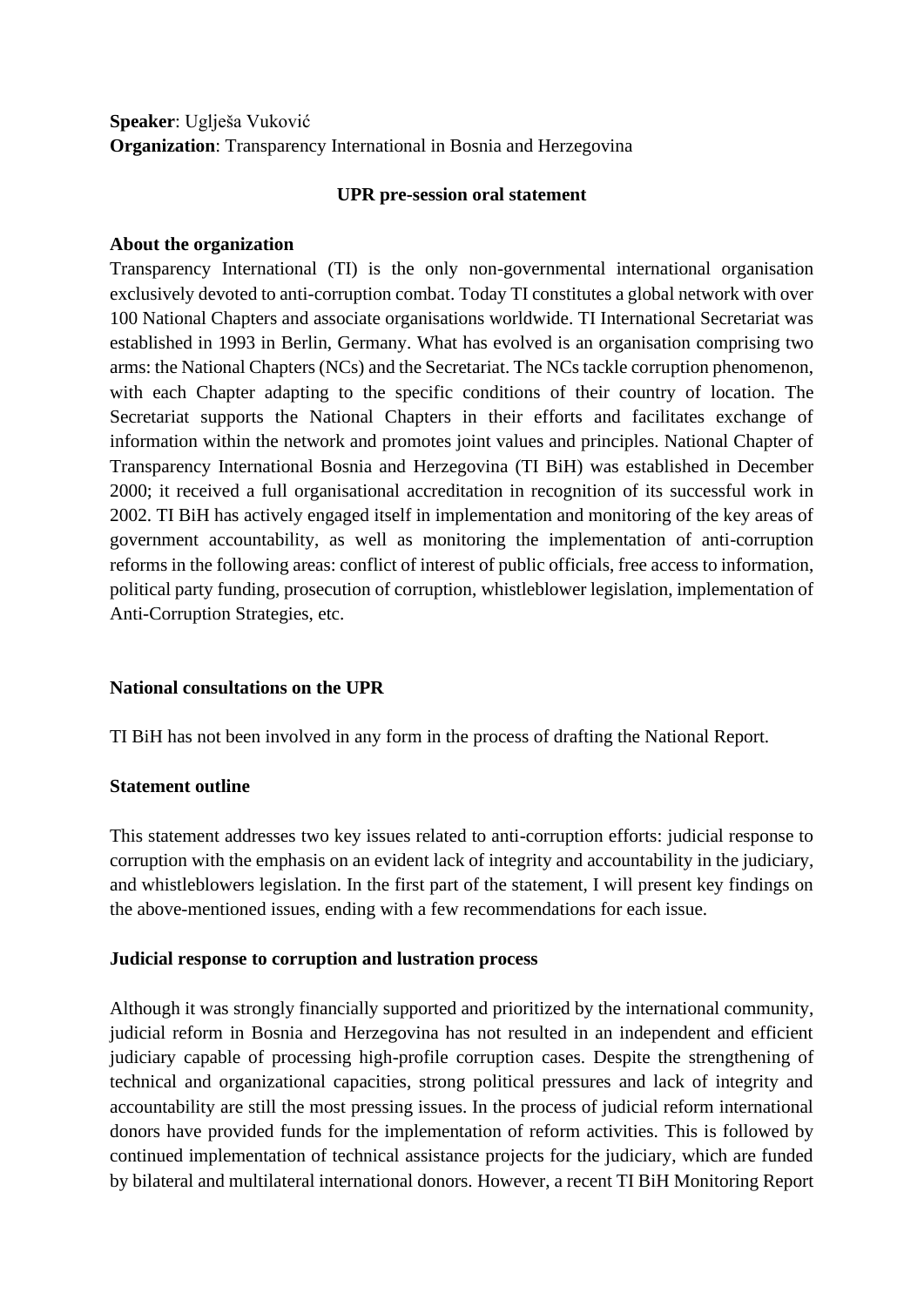**Speaker**: Uglješa Vuković
**Organization**: Transparency International in Bosnia and Herzegovina

**UPR pre-session oral statement**

**About the organization**

Transparency International (TI) is the only non-governmental international organisation exclusively devoted to anti-corruption combat. Today TI constitutes a global network with over 100 National Chapters and associate organisations worldwide. TI International Secretariat was established in 1993 in Berlin, Germany. What has evolved is an organisation comprising two arms: the National Chapters (NCs) and the Secretariat. The NCs tackle corruption phenomenon, with each Chapter adapting to the specific conditions of their country of location. The Secretariat supports the National Chapters in their efforts and facilitates exchange of information within the network and promotes joint values and principles. National Chapter of Transparency International Bosnia and Herzegovina (TI BiH) was established in December 2000; it received a full organisational accreditation in recognition of its successful work in 2002. TI BiH has actively engaged itself in implementation and monitoring of the key areas of government accountability, as well as monitoring the implementation of anti-corruption reforms in the following areas: conflict of interest of public officials, free access to information, political party funding, prosecution of corruption, whistleblower legislation, implementation of Anti-Corruption Strategies, etc.

**National consultations on the UPR**

TI BiH has not been involved in any form in the process of drafting the National Report.

**Statement outline**

This statement addresses two key issues related to anti-corruption efforts: judicial response to corruption with the emphasis on an evident lack of integrity and accountability in the judiciary, and whistleblowers legislation. In the first part of the statement, I will present key findings on the above-mentioned issues, ending with a few recommendations for each issue.

**Judicial response to corruption and lustration process**

Although it was strongly financially supported and prioritized by the international community, judicial reform in Bosnia and Herzegovina has not resulted in an independent and efficient judiciary capable of processing high-profile corruption cases. Despite the strengthening of technical and organizational capacities, strong political pressures and lack of integrity and accountability are still the most pressing issues. In the process of judicial reform international donors have provided funds for the implementation of reform activities. This is followed by continued implementation of technical assistance projects for the judiciary, which are funded by bilateral and multilateral international donors. However, a recent TI BiH Monitoring Report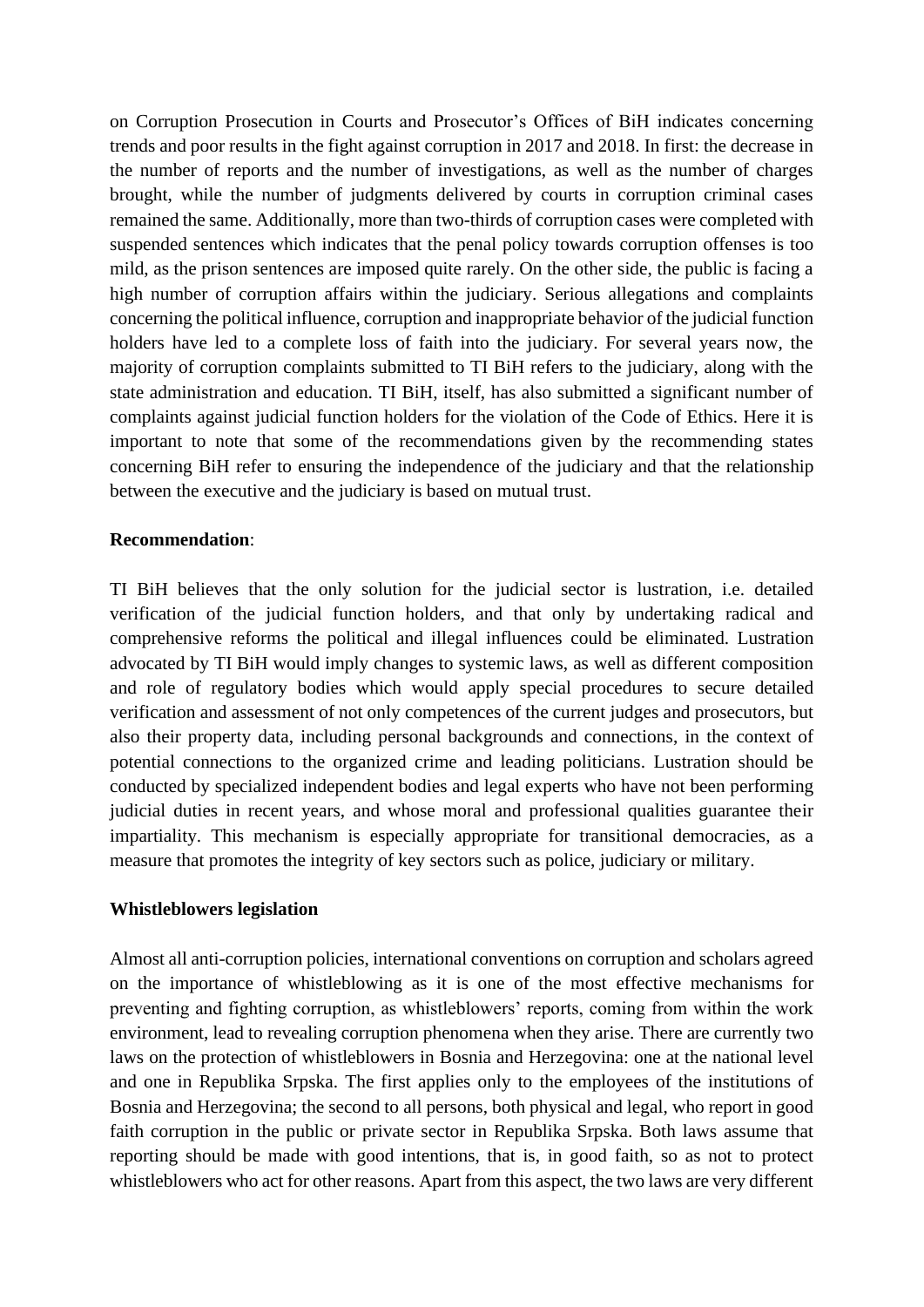on Corruption Prosecution in Courts and Prosecutor's Offices of BiH indicates concerning trends and poor results in the fight against corruption in 2017 and 2018. In first: the decrease in the number of reports and the number of investigations, as well as the number of charges brought, while the number of judgments delivered by courts in corruption criminal cases remained the same. Additionally, more than two-thirds of corruption cases were completed with suspended sentences which indicates that the penal policy towards corruption offenses is too mild, as the prison sentences are imposed quite rarely. On the other side, the public is facing a high number of corruption affairs within the judiciary. Serious allegations and complaints concerning the political influence, corruption and inappropriate behavior of the judicial function holders have led to a complete loss of faith into the judiciary. For several years now, the majority of corruption complaints submitted to TI BiH refers to the judiciary, along with the state administration and education. TI BiH, itself, has also submitted a significant number of complaints against judicial function holders for the violation of the Code of Ethics. Here it is important to note that some of the recommendations given by the recommending states concerning BiH refer to ensuring the independence of the judiciary and that the relationship between the executive and the judiciary is based on mutual trust.

**Recommendation**:

TI BiH believes that the only solution for the judicial sector is lustration, i.e. detailed verification of the judicial function holders, and that only by undertaking radical and comprehensive reforms the political and illegal influences could be eliminated. Lustration advocated by TI BiH would imply changes to systemic laws, as well as different composition and role of regulatory bodies which would apply special procedures to secure detailed verification and assessment of not only competences of the current judges and prosecutors, but also their property data, including personal backgrounds and connections, in the context of potential connections to the organized crime and leading politicians. Lustration should be conducted by specialized independent bodies and legal experts who have not been performing judicial duties in recent years, and whose moral and professional qualities guarantee their impartiality. This mechanism is especially appropriate for transitional democracies, as a measure that promotes the integrity of key sectors such as police, judiciary or military.

**Whistleblowers legislation**

Almost all anti-corruption policies, international conventions on corruption and scholars agreed on the importance of whistleblowing as it is one of the most effective mechanisms for preventing and fighting corruption, as whistleblowers' reports, coming from within the work environment, lead to revealing corruption phenomena when they arise. There are currently two laws on the protection of whistleblowers in Bosnia and Herzegovina: one at the national level and one in Republika Srpska. The first applies only to the employees of the institutions of Bosnia and Herzegovina; the second to all persons, both physical and legal, who report in good faith corruption in the public or private sector in Republika Srpska. Both laws assume that reporting should be made with good intentions, that is, in good faith, so as not to protect whistleblowers who act for other reasons. Apart from this aspect, the two laws are very different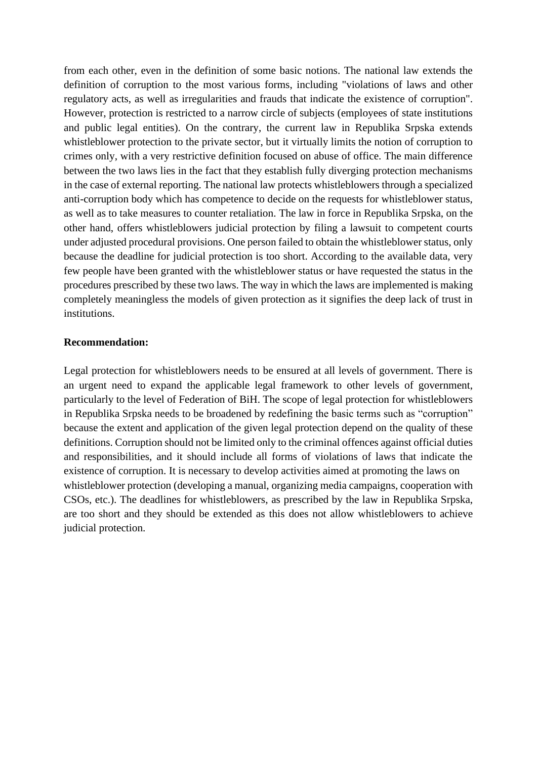from each other, even in the definition of some basic notions. The national law extends the definition of corruption to the most various forms, including "violations of laws and other regulatory acts, as well as irregularities and frauds that indicate the existence of corruption". However, protection is restricted to a narrow circle of subjects (employees of state institutions and public legal entities). On the contrary, the current law in Republika Srpska extends whistleblower protection to the private sector, but it virtually limits the notion of corruption to crimes only, with a very restrictive definition focused on abuse of office. The main difference between the two laws lies in the fact that they establish fully diverging protection mechanisms in the case of external reporting. The national law protects whistleblowers through a specialized anti-corruption body which has competence to decide on the requests for whistleblower status, as well as to take measures to counter retaliation. The law in force in Republika Srpska, on the other hand, offers whistleblowers judicial protection by filing a lawsuit to competent courts under adjusted procedural provisions. One person failed to obtain the whistleblower status, only because the deadline for judicial protection is too short. According to the available data, very few people have been granted with the whistleblower status or have requested the status in the procedures prescribed by these two laws. The way in which the laws are implemented is making completely meaningless the models of given protection as it signifies the deep lack of trust in institutions.

**Recommendation:**

Legal protection for whistleblowers needs to be ensured at all levels of government. There is an urgent need to expand the applicable legal framework to other levels of government, particularly to the level of Federation of BiH. The scope of legal protection for whistleblowers in Republika Srpska needs to be broadened by redefining the basic terms such as "corruption" because the extent and application of the given legal protection depend on the quality of these definitions. Corruption should not be limited only to the criminal offences against official duties and responsibilities, and it should include all forms of violations of laws that indicate the existence of corruption. It is necessary to develop activities aimed at promoting the laws on whistleblower protection (developing a manual, organizing media campaigns, cooperation with CSOs, etc.). The deadlines for whistleblowers, as prescribed by the law in Republika Srpska, are too short and they should be extended as this does not allow whistleblowers to achieve judicial protection.